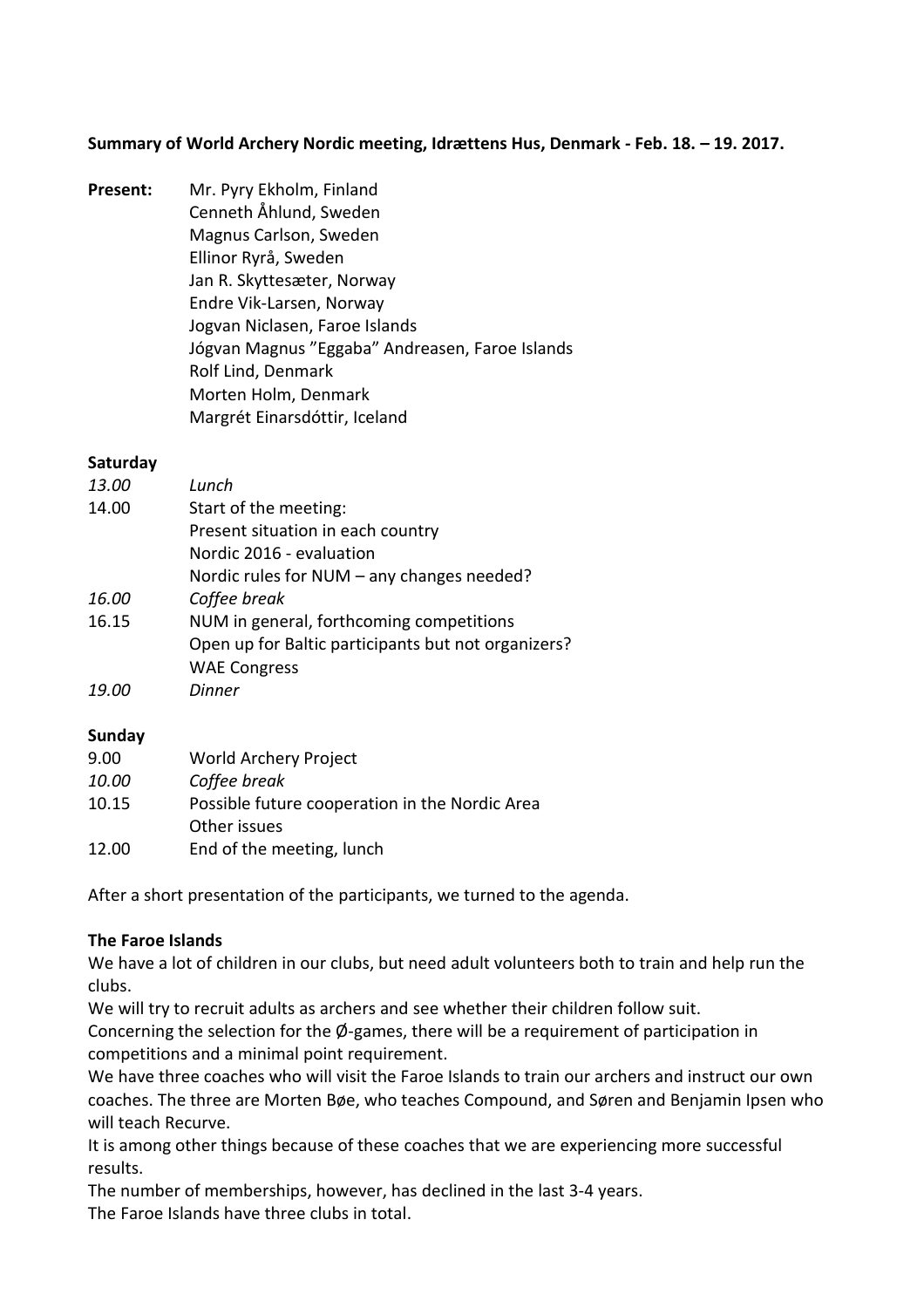**Summary of World Archery Nordic meeting, Idrættens Hus, Denmark - Feb. 18. – 19. 2017.**

**Present:**
Mr. Pyry Ekholm, Finland
Cenneth Åhlund, Sweden
Magnus Carlson, Sweden
Ellinor Ryrå, Sweden
Jan R. Skyttesæter, Norway
Endre Vik-Larsen, Norway
Jogvan Niclasen, Faroe Islands
Jógvan Magnus "Eggaba" Andreasen, Faroe Islands
Rolf Lind, Denmark
Morten Holm, Denmark
Margrét Einarsdóttir, Iceland

**Saturday**

| | |
|---|---|
| *13.00* | *Lunch* |
| 14.00 | Start of the meeting: |
| | Present situation in each country |
| | Nordic 2016 - evaluation |
| | Nordic rules for NUM – any changes needed? |
| *16.00* | *Coffee break* |
| 16.15 | NUM in general, forthcoming competitions |
| | Open up for Baltic participants but not organizers? |
| | WAE Congress |
| *19.00* | *Dinner* |

**Sunday**

| | |
|---|---|
| 9.00 | World Archery Project |
| *10.00* | *Coffee break* |
| 10.15 | Possible future cooperation in the Nordic Area |
| | Other issues |
| 12.00 | End of the meeting, lunch |

After a short presentation of the participants, we turned to the agenda.

**The Faroe Islands**

We have a lot of children in our clubs, but need adult volunteers both to train and help run the clubs.
We will try to recruit adults as archers and see whether their children follow suit.
Concerning the selection for the Ø-games, there will be a requirement of participation in competitions and a minimal point requirement.
We have three coaches who will visit the Faroe Islands to train our archers and instruct our own coaches. The three are Morten Bøe, who teaches Compound, and Søren and Benjamin Ipsen who will teach Recurve.
It is among other things because of these coaches that we are experiencing more successful results.
The number of memberships, however, has declined in the last 3-4 years.
The Faroe Islands have three clubs in total.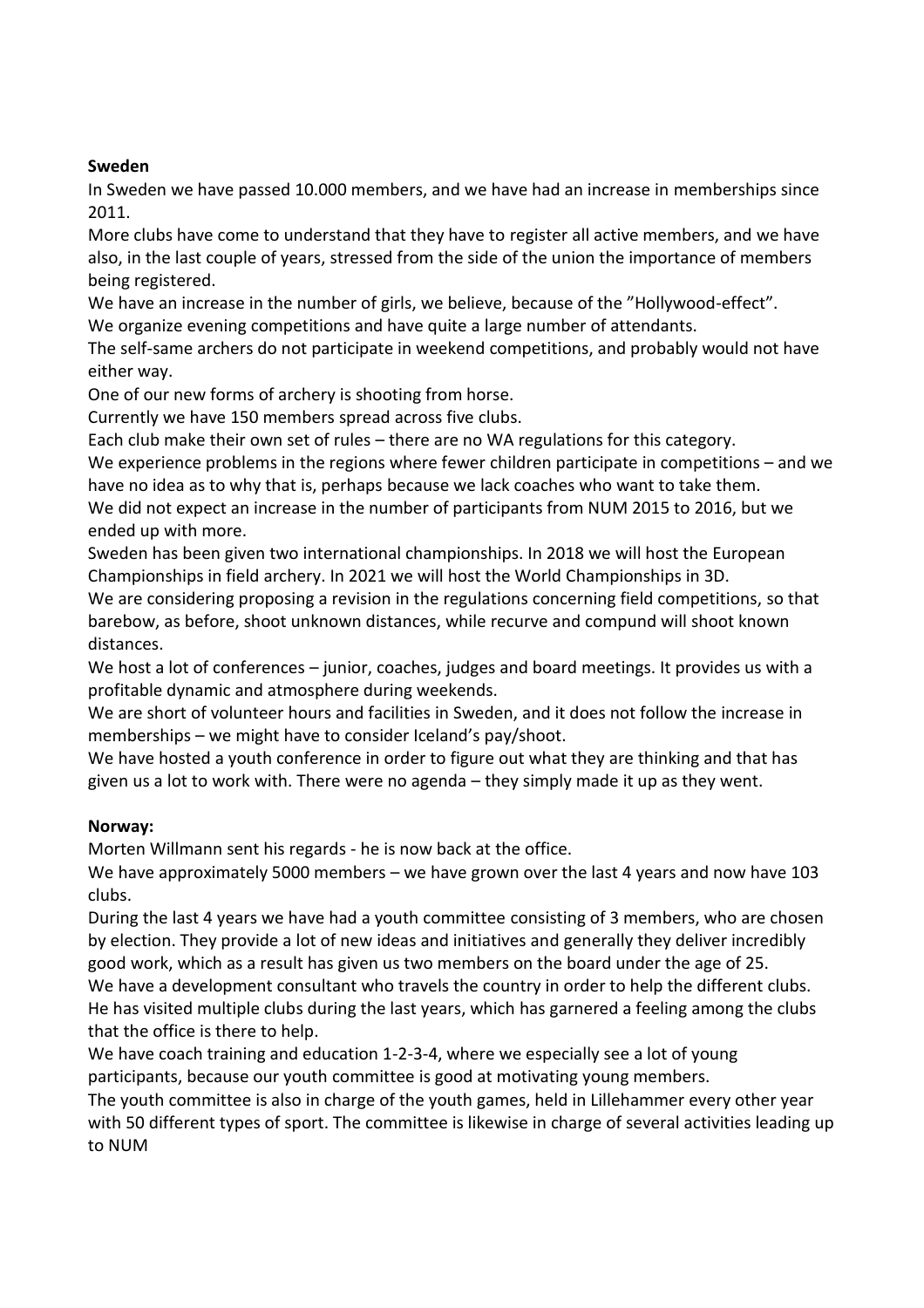**Sweden**

In Sweden we have passed 10.000 members, and we have had an increase in memberships since 2011.

More clubs have come to understand that they have to register all active members, and we have also, in the last couple of years, stressed from the side of the union the importance of members being registered.

We have an increase in the number of girls, we believe, because of the "Hollywood-effect".

We organize evening competitions and have quite a large number of attendants.

The self-same archers do not participate in weekend competitions, and probably would not have either way.

One of our new forms of archery is shooting from horse.

Currently we have 150 members spread across five clubs.

Each club make their own set of rules – there are no WA regulations for this category.

We experience problems in the regions where fewer children participate in competitions – and we have no idea as to why that is, perhaps because we lack coaches who want to take them.

We did not expect an increase in the number of participants from NUM 2015 to 2016, but we ended up with more.

Sweden has been given two international championships. In 2018 we will host the European Championships in field archery. In 2021 we will host the World Championships in 3D.

We are considering proposing a revision in the regulations concerning field competitions, so that barebow, as before, shoot unknown distances, while recurve and compund will shoot known distances.

We host a lot of conferences – junior, coaches, judges and board meetings. It provides us with a profitable dynamic and atmosphere during weekends.

We are short of volunteer hours and facilities in Sweden, and it does not follow the increase in memberships – we might have to consider Iceland's pay/shoot.

We have hosted a youth conference in order to figure out what they are thinking and that has given us a lot to work with. There were no agenda – they simply made it up as they went.

**Norway:**

Morten Willmann sent his regards - he is now back at the office.

We have approximately 5000 members – we have grown over the last 4 years and now have 103 clubs.

During the last 4 years we have had a youth committee consisting of 3 members, who are chosen by election. They provide a lot of new ideas and initiatives and generally they deliver incredibly good work, which as a result has given us two members on the board under the age of 25.

We have a development consultant who travels the country in order to help the different clubs. He has visited multiple clubs during the last years, which has garnered a feeling among the clubs that the office is there to help.

We have coach training and education 1-2-3-4, where we especially see a lot of young participants, because our youth committee is good at motivating young members.

The youth committee is also in charge of the youth games, held in Lillehammer every other year with 50 different types of sport. The committee is likewise in charge of several activities leading up to NUM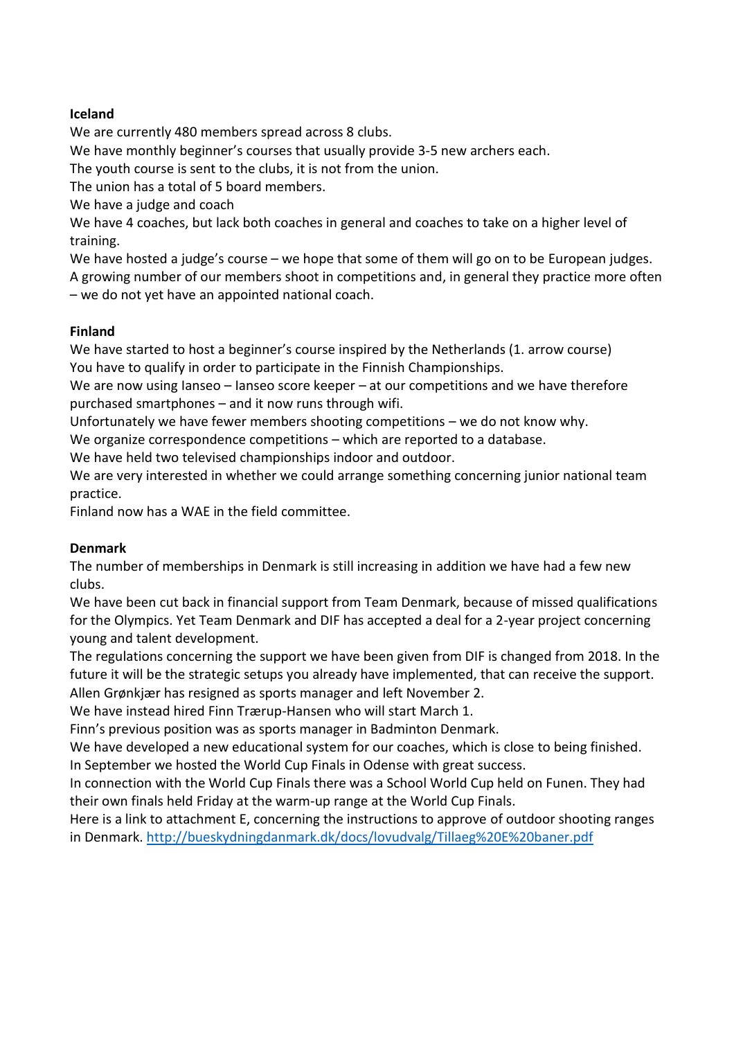**Iceland**

We are currently 480 members spread across 8 clubs.
We have monthly beginner's courses that usually provide 3-5 new archers each.
The youth course is sent to the clubs, it is not from the union.
The union has a total of 5 board members.
We have a judge and coach
We have 4 coaches, but lack both coaches in general and coaches to take on a higher level of training.
We have hosted a judge's course – we hope that some of them will go on to be European judges.
A growing number of our members shoot in competitions and, in general they practice more often – we do not yet have an appointed national coach.

**Finland**

We have started to host a beginner's course inspired by the Netherlands (1. arrow course)
You have to qualify in order to participate in the Finnish Championships.
We are now using Ianseo – Ianseo score keeper – at our competitions and we have therefore purchased smartphones – and it now runs through wifi.
Unfortunately we have fewer members shooting competitions – we do not know why.
We organize correspondence competitions – which are reported to a database.
We have held two televised championships indoor and outdoor.
We are very interested in whether we could arrange something concerning junior national team practice.
Finland now has a WAE in the field committee.

**Denmark**

The number of memberships in Denmark is still increasing in addition we have had a few new clubs.
We have been cut back in financial support from Team Denmark, because of missed qualifications for the Olympics. Yet Team Denmark and DIF has accepted a deal for a 2-year project concerning young and talent development.
The regulations concerning the support we have been given from DIF is changed from 2018. In the future it will be the strategic setups you already have implemented, that can receive the support.
Allen Grønkjær has resigned as sports manager and left November 2.
We have instead hired Finn Trærup-Hansen who will start March 1.
Finn's previous position was as sports manager in Badminton Denmark.
We have developed a new educational system for our coaches, which is close to being finished.
In September we hosted the World Cup Finals in Odense with great success.
In connection with the World Cup Finals there was a School World Cup held on Funen. They had their own finals held Friday at the warm-up range at the World Cup Finals.
Here is a link to attachment E, concerning the instructions to approve of outdoor shooting ranges in Denmark. http://bueskydningdanmark.dk/docs/lovudvalg/Tillaeg%20E%20baner.pdf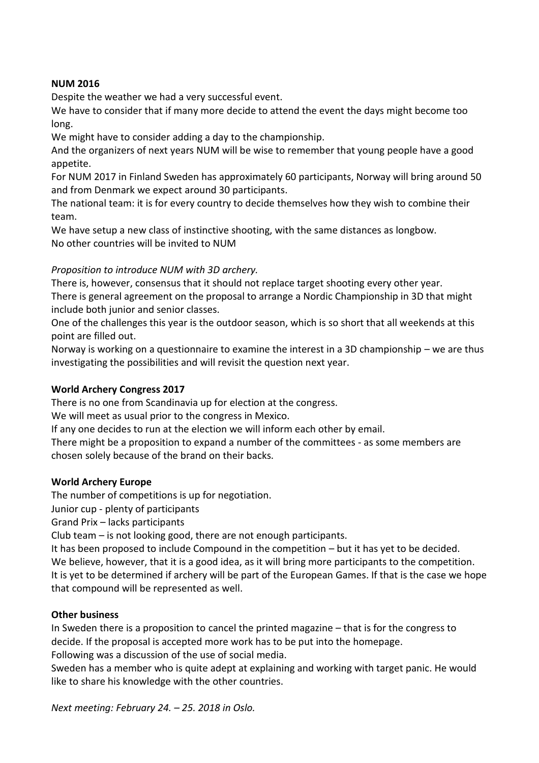**NUM 2016**

Despite the weather we had a very successful event.

We have to consider that if many more decide to attend the event the days might become too long.

We might have to consider adding a day to the championship.

And the organizers of next years NUM will be wise to remember that young people have a good appetite.

For NUM 2017 in Finland Sweden has approximately 60 participants, Norway will bring around 50 and from Denmark we expect around 30 participants.

The national team: it is for every country to decide themselves how they wish to combine their team.

We have setup a new class of instinctive shooting, with the same distances as longbow.

No other countries will be invited to NUM

*Proposition to introduce NUM with 3D archery.*

There is, however, consensus that it should not replace target shooting every other year.

There is general agreement on the proposal to arrange a Nordic Championship in 3D that might include both junior and senior classes.

One of the challenges this year is the outdoor season, which is so short that all weekends at this point are filled out.

Norway is working on a questionnaire to examine the interest in a 3D championship – we are thus investigating the possibilities and will revisit the question next year.

**World Archery Congress 2017**

There is no one from Scandinavia up for election at the congress.

We will meet as usual prior to the congress in Mexico.

If any one decides to run at the election we will inform each other by email.

There might be a proposition to expand a number of the committees - as some members are chosen solely because of the brand on their backs.

**World Archery Europe**

The number of competitions is up for negotiation.

Junior cup - plenty of participants

Grand Prix – lacks participants

Club team – is not looking good, there are not enough participants.

It has been proposed to include Compound in the competition – but it has yet to be decided.

We believe, however, that it is a good idea, as it will bring more participants to the competition.

It is yet to be determined if archery will be part of the European Games. If that is the case we hope that compound will be represented as well.

**Other business**

In Sweden there is a proposition to cancel the printed magazine – that is for the congress to decide. If the proposal is accepted more work has to be put into the homepage.

Following was a discussion of the use of social media.

Sweden has a member who is quite adept at explaining and working with target panic. He would like to share his knowledge with the other countries.

*Next meeting: February 24. – 25. 2018 in Oslo.*